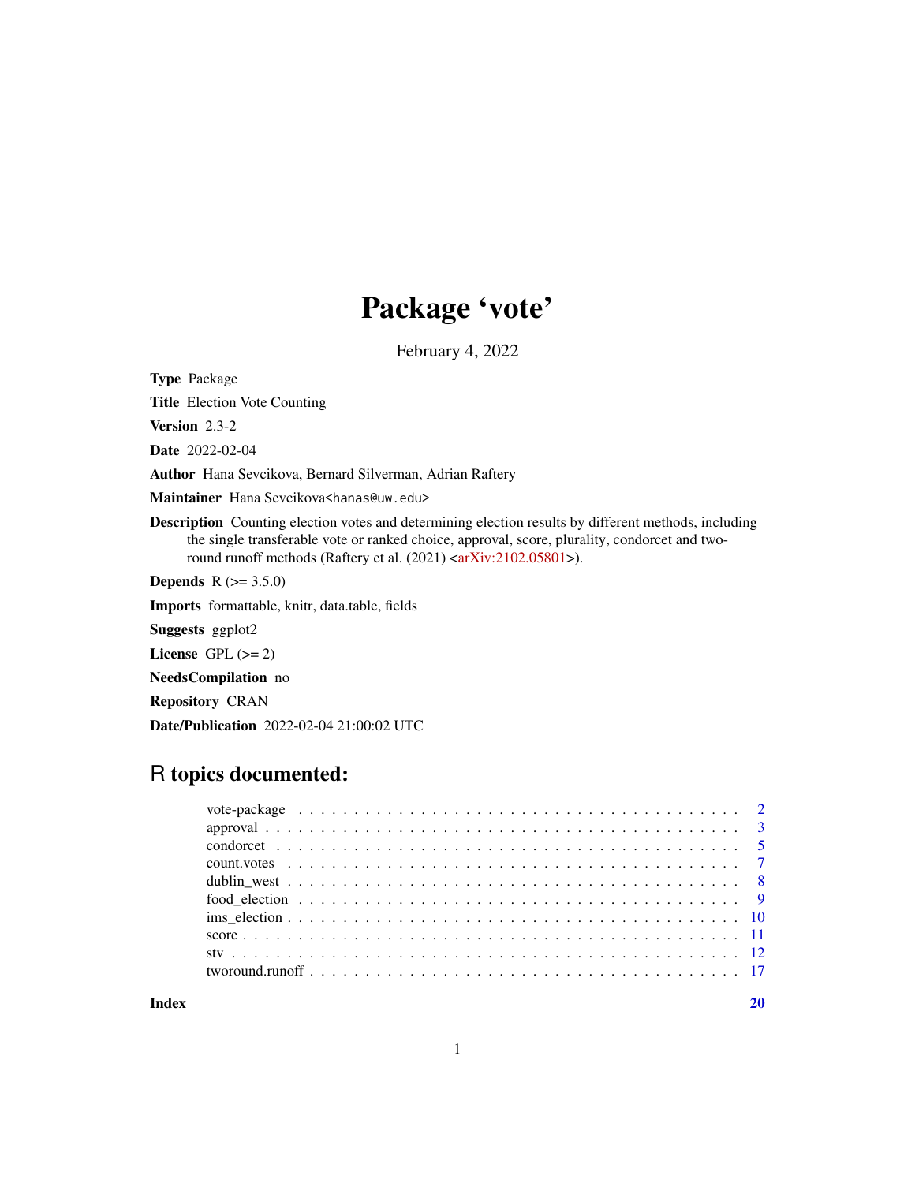# Package 'vote'

February 4, 2022

**Type** Package

**Title** Election Vote Counting

**Version** 2.3-2

**Date** 2022-02-04

**Author** Hana Sevcikova, Bernard Silverman, Adrian Raftery

**Maintainer** Hana Sevcikova<hanas@uw.edu>

**Description** Counting election votes and determining election results by different methods, including the single transferable vote or ranked choice, approval, score, plurality, condorcet and two-round runoff methods (Raftery et al. (2021) <arXiv:2102.05801>).

**Depends** R (>= 3.5.0)

**Imports** formattable, knitr, data.table, fields

**Suggests** ggplot2

**License** GPL (>= 2)

**NeedsCompilation** no

**Repository** CRAN

**Date/Publication** 2022-02-04 21:00:02 UTC

## R topics documented:

| | |
|---|---|
| vote-package | 2 |
| approval | 3 |
| condorcet | 5 |
| count.votes | 7 |
| dublin_west | 8 |
| food_election | 9 |
| ims_election | 10 |
| score | 11 |
| stv | 12 |
| tworound.runoff | 17 |

**Index** **20**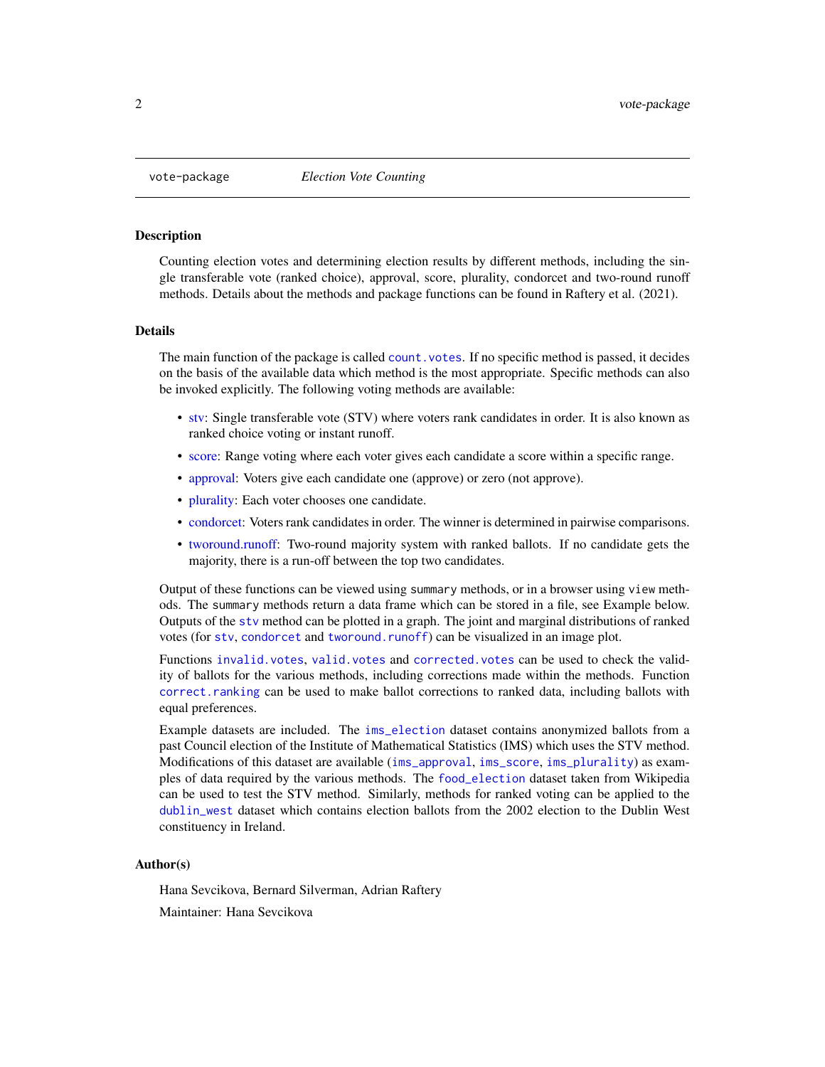## vote-package — *Election Vote Counting*

### Description

Counting election votes and determining election results by different methods, including the single transferable vote (ranked choice), approval, score, plurality, condorcet and two-round runoff methods. Details about the methods and package functions can be found in Raftery et al. (2021).

### Details

The main function of the package is called `count.votes`. If no specific method is passed, it decides on the basis of the available data which method is the most appropriate. Specific methods can also be invoked explicitly. The following voting methods are available:

- stv: Single transferable vote (STV) where voters rank candidates in order. It is also known as ranked choice voting or instant runoff.
- score: Range voting where each voter gives each candidate a score within a specific range.
- approval: Voters give each candidate one (approve) or zero (not approve).
- plurality: Each voter chooses one candidate.
- condorcet: Voters rank candidates in order. The winner is determined in pairwise comparisons.
- tworound.runoff: Two-round majority system with ranked ballots. If no candidate gets the majority, there is a run-off between the top two candidates.

Output of these functions can be viewed using `summary` methods, or in a browser using `view` methods. The `summary` methods return a data frame which can be stored in a file, see Example below. Outputs of the `stv` method can be plotted in a graph. The joint and marginal distributions of ranked votes (for `stv`, `condorcet` and `tworound.runoff`) can be visualized in an image plot.

Functions `invalid.votes`, `valid.votes` and `corrected.votes` can be used to check the validity of ballots for the various methods, including corrections made within the methods. Function `correct.ranking` can be used to make ballot corrections to ranked data, including ballots with equal preferences.

Example datasets are included. The `ims_election` dataset contains anonymized ballots from a past Council election of the Institute of Mathematical Statistics (IMS) which uses the STV method. Modifications of this dataset are available (`ims_approval`, `ims_score`, `ims_plurality`) as examples of data required by the various methods. The `food_election` dataset taken from Wikipedia can be used to test the STV method. Similarly, methods for ranked voting can be applied to the `dublin_west` dataset which contains election ballots from the 2002 election to the Dublin West constituency in Ireland.

### Author(s)

Hana Sevcikova, Bernard Silverman, Adrian Raftery

Maintainer: Hana Sevcikova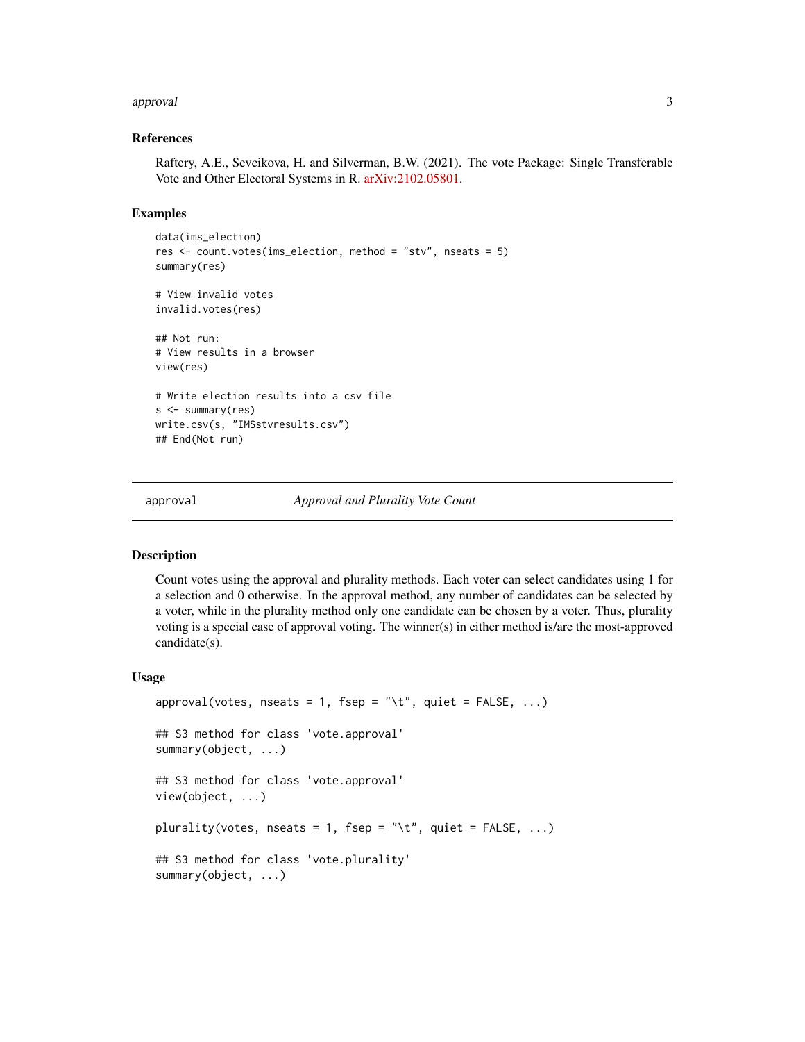### References

Raftery, A.E., Sevcikova, H. and Silverman, B.W. (2021). The vote Package: Single Transferable Vote and Other Electoral Systems in R. arXiv:2102.05801.

### Examples

```
data(ims_election)
res <- count.votes(ims_election, method = "stv", nseats = 5)
summary(res)

# View invalid votes
invalid.votes(res)

## Not run:
# View results in a browser
view(res)

# Write election results into a csv file
s <- summary(res)
write.csv(s, "IMSstvresults.csv")
## End(Not run)
```

---

## approval — *Approval and Plurality Vote Count*

### Description

Count votes using the approval and plurality methods. Each voter can select candidates using 1 for a selection and 0 otherwise. In the approval method, any number of candidates can be selected by a voter, while in the plurality method only one candidate can be chosen by a voter. Thus, plurality voting is a special case of approval voting. The winner(s) in either method is/are the most-approved candidate(s).

### Usage

```
approval(votes, nseats = 1, fsep = "\t", quiet = FALSE, ...)

## S3 method for class 'vote.approval'
summary(object, ...)

## S3 method for class 'vote.approval'
view(object, ...)

plurality(votes, nseats = 1, fsep = "\t", quiet = FALSE, ...)

## S3 method for class 'vote.plurality'
summary(object, ...)
```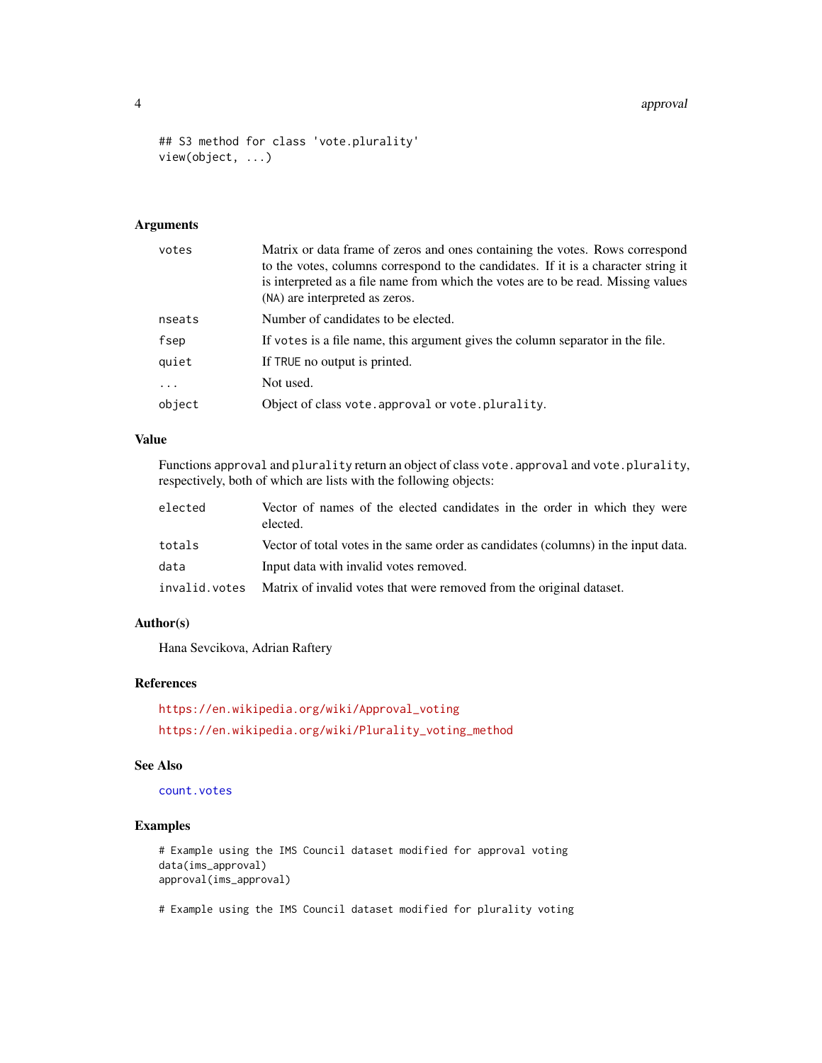```
## S3 method for class 'vote.plurality'
view(object, ...)
```

## Arguments

| | |
|---|---|
| `votes` | Matrix or data frame of zeros and ones containing the votes. Rows correspond to the votes, columns correspond to the candidates. If it is a character string it is interpreted as a file name from which the votes are to be read. Missing values (`NA`) are interpreted as zeros. |
| `nseats` | Number of candidates to be elected. |
| `fsep` | If `votes` is a file name, this argument gives the column separator in the file. |
| `quiet` | If `TRUE` no output is printed. |
| `...` | Not used. |
| `object` | Object of class `vote.approval` or `vote.plurality`. |

## Value

Functions `approval` and `plurality` return an object of class `vote.approval` and `vote.plurality`, respectively, both of which are lists with the following objects:

| | |
|---|---|
| `elected` | Vector of names of the elected candidates in the order in which they were elected. |
| `totals` | Vector of total votes in the same order as candidates (columns) in the input data. |
| `data` | Input data with invalid votes removed. |
| `invalid.votes` | Matrix of invalid votes that were removed from the original dataset. |

## Author(s)

Hana Sevcikova, Adrian Raftery

## References

https://en.wikipedia.org/wiki/Approval_voting

https://en.wikipedia.org/wiki/Plurality_voting_method

## See Also

`count.votes`

## Examples

```
# Example using the IMS Council dataset modified for approval voting
data(ims_approval)
approval(ims_approval)

# Example using the IMS Council dataset modified for plurality voting
```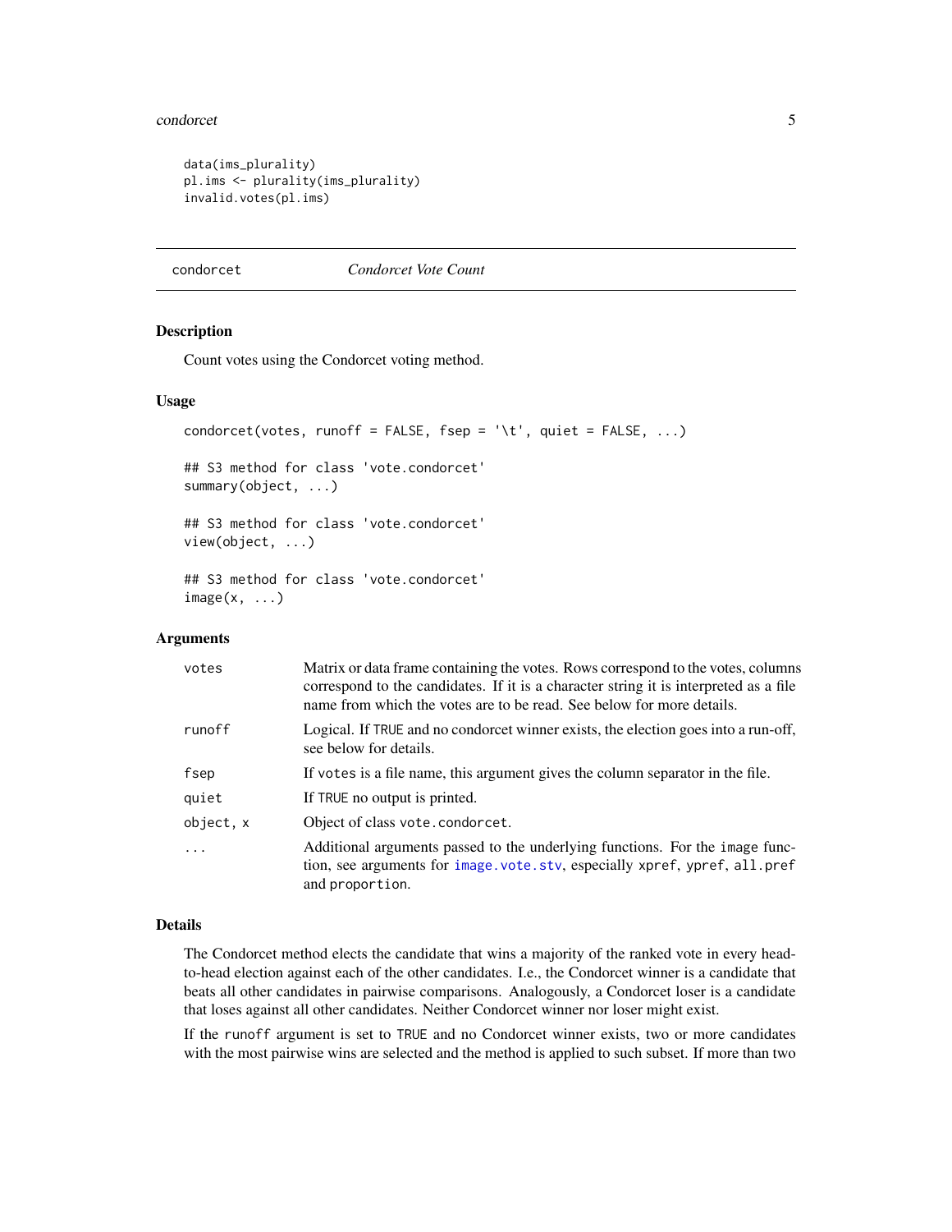```
data(ims_plurality)
pl.ims <- plurality(ims_plurality)
invalid.votes(pl.ims)
```

## condorcet *Condorcet Vote Count*

### Description

Count votes using the Condorcet voting method.

### Usage

```
condorcet(votes, runoff = FALSE, fsep = '\t', quiet = FALSE, ...)

## S3 method for class 'vote.condorcet'
summary(object, ...)

## S3 method for class 'vote.condorcet'
view(object, ...)

## S3 method for class 'vote.condorcet'
image(x, ...)
```

### Arguments

| | |
|---|---|
| `votes` | Matrix or data frame containing the votes. Rows correspond to the votes, columns correspond to the candidates. If it is a character string it is interpreted as a file name from which the votes are to be read. See below for more details. |
| `runoff` | Logical. If `TRUE` and no condorcet winner exists, the election goes into a run-off, see below for details. |
| `fsep` | If `votes` is a file name, this argument gives the column separator in the file. |
| `quiet` | If `TRUE` no output is printed. |
| `object, x` | Object of class `vote.condorcet`. |
| `...` | Additional arguments passed to the underlying functions. For the `image` function, see arguments for `image.vote.stv`, especially `xpref`, `ypref`, `all.pref` and `proportion`. |

### Details

The Condorcet method elects the candidate that wins a majority of the ranked vote in every head-to-head election against each of the other candidates. I.e., the Condorcet winner is a candidate that beats all other candidates in pairwise comparisons. Analogously, a Condorcet loser is a candidate that loses against all other candidates. Neither Condorcet winner nor loser might exist.

If the `runoff` argument is set to `TRUE` and no Condorcet winner exists, two or more candidates with the most pairwise wins are selected and the method is applied to such subset. If more than two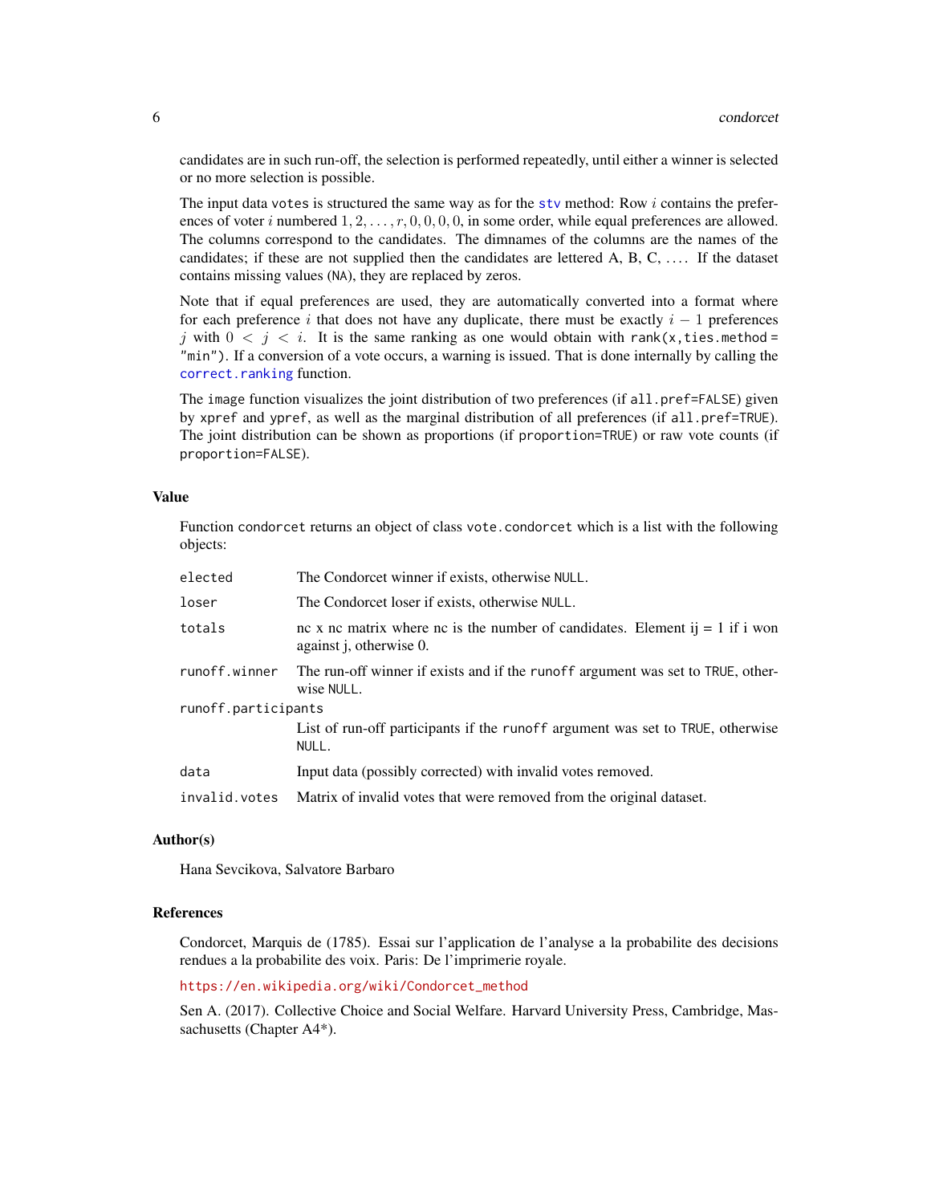candidates are in such run-off, the selection is performed repeatedly, until either a winner is selected or no more selection is possible.

The input data `votes` is structured the same way as for the `stv` method: Row $i$ contains the preferences of voter $i$ numbered $1, 2, \ldots, r, 0, 0, 0, 0$, in some order, while equal preferences are allowed. The columns correspond to the candidates. The dimnames of the columns are the names of the candidates; if these are not supplied then the candidates are lettered A, B, C, .... If the dataset contains missing values (`NA`), they are replaced by zeros.

Note that if equal preferences are used, they are automatically converted into a format where for each preference $i$ that does not have any duplicate, there must be exactly $i - 1$ preferences $j$ with $0 < j < i$. It is the same ranking as one would obtain with `rank(x,ties.method = "min")`. If a conversion of a vote occurs, a warning is issued. That is done internally by calling the `correct.ranking` function.

The `image` function visualizes the joint distribution of two preferences (if `all.pref=FALSE`) given by `xpref` and `ypref`, as well as the marginal distribution of all preferences (if `all.pref=TRUE`). The joint distribution can be shown as proportions (if `proportion=TRUE`) or raw vote counts (if `proportion=FALSE`).

## Value

Function `condorcet` returns an object of class `vote.condorcet` which is a list with the following objects:

| | |
|---|---|
| `elected` | The Condorcet winner if exists, otherwise `NULL`. |
| `loser` | The Condorcet loser if exists, otherwise `NULL`. |
| `totals` | nc x nc matrix where nc is the number of candidates. Element ij = 1 if i won against j, otherwise 0. |
| `runoff.winner` | The run-off winner if exists and if the `runoff` argument was set to `TRUE`, otherwise `NULL`. |
| `runoff.participants` | List of run-off participants if the `runoff` argument was set to `TRUE`, otherwise `NULL`. |
| `data` | Input data (possibly corrected) with invalid votes removed. |
| `invalid.votes` | Matrix of invalid votes that were removed from the original dataset. |

## Author(s)

Hana Sevcikova, Salvatore Barbaro

## References

Condorcet, Marquis de (1785). Essai sur l'application de l'analyse a la probabilite des decisions rendues a la probabilite des voix. Paris: De l'imprimerie royale.

https://en.wikipedia.org/wiki/Condorcet_method

Sen A. (2017). Collective Choice and Social Welfare. Harvard University Press, Cambridge, Massachusetts (Chapter A4*).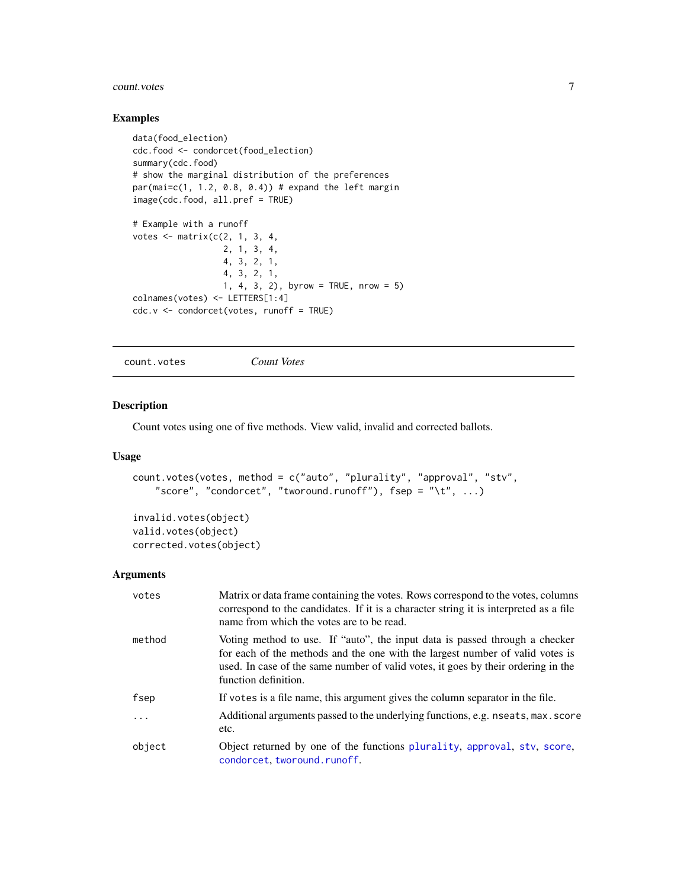### Examples

```
data(food_election)
cdc.food <- condorcet(food_election)
summary(cdc.food)
# show the marginal distribution of the preferences
par(mai=c(1, 1.2, 0.8, 0.4)) # expand the left margin
image(cdc.food, all.pref = TRUE)

# Example with a runoff
votes <- matrix(c(2, 1, 3, 4,
                  2, 1, 3, 4,
                  4, 3, 2, 1,
                  4, 3, 2, 1,
                  1, 4, 3, 2), byrow = TRUE, nrow = 5)
colnames(votes) <- LETTERS[1:4]
cdc.v <- condorcet(votes, runoff = TRUE)
```

---

## count.votes — *Count Votes*

### Description

Count votes using one of five methods. View valid, invalid and corrected ballots.

### Usage

```
count.votes(votes, method = c("auto", "plurality", "approval", "stv",
    "score", "condorcet", "tworound.runoff"), fsep = "\t", ...)

invalid.votes(object)
valid.votes(object)
corrected.votes(object)
```

### Arguments

| | |
|---|---|
| `votes` | Matrix or data frame containing the votes. Rows correspond to the votes, columns correspond to the candidates. If it is a character string it is interpreted as a file name from which the votes are to be read. |
| `method` | Voting method to use. If "auto", the input data is passed through a checker for each of the methods and the one with the largest number of valid votes is used. In case of the same number of valid votes, it goes by their ordering in the function definition. |
| `fsep` | If `votes` is a file name, this argument gives the column separator in the file. |
| `...` | Additional arguments passed to the underlying functions, e.g. `nseats`, `max.score` etc. |
| `object` | Object returned by one of the functions `plurality`, `approval`, `stv`, `score`, `condorcet`, `tworound.runoff`. |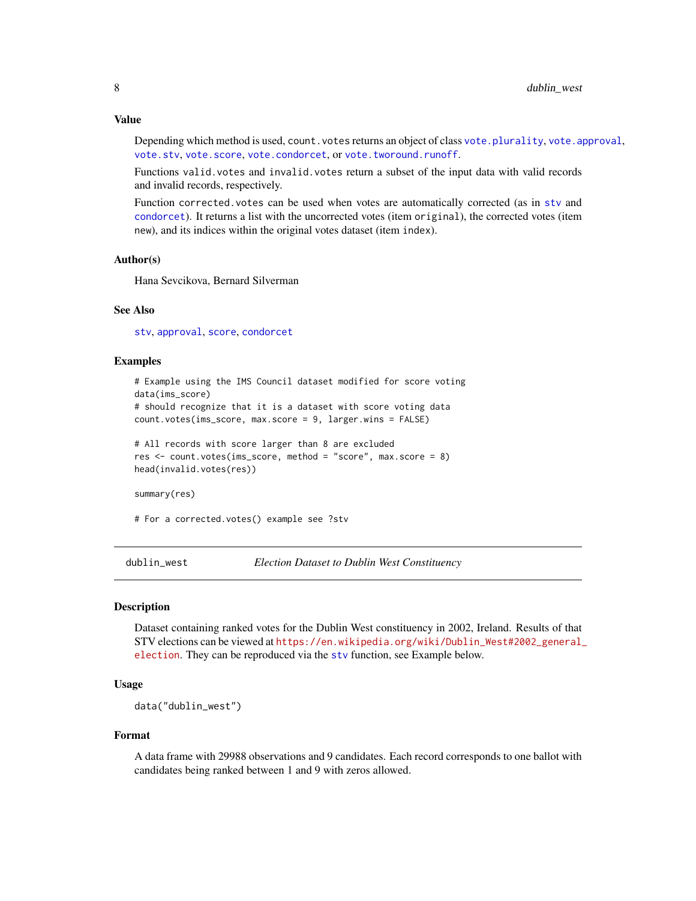### Value

Depending which method is used, `count.votes` returns an object of class `vote.plurality`, `vote.approval`, `vote.stv`, `vote.score`, `vote.condorcet`, or `vote.tworound.runoff`.

Functions `valid.votes` and `invalid.votes` return a subset of the input data with valid records and invalid records, respectively.

Function `corrected.votes` can be used when votes are automatically corrected (as in `stv` and `condorcet`). It returns a list with the uncorrected votes (item `original`), the corrected votes (item `new`), and its indices within the original votes dataset (item `index`).

### Author(s)

Hana Sevcikova, Bernard Silverman

### See Also

`stv`, `approval`, `score`, `condorcet`

### Examples

```
# Example using the IMS Council dataset modified for score voting
data(ims_score)
# should recognize that it is a dataset with score voting data
count.votes(ims_score, max.score = 9, larger.wins = FALSE)

# All records with score larger than 8 are excluded
res <- count.votes(ims_score, method = "score", max.score = 8)
head(invalid.votes(res))

summary(res)

# For a corrected.votes() example see ?stv
```

---

## dublin_west — *Election Dataset to Dublin West Constituency*

### Description

Dataset containing ranked votes for the Dublin West constituency in 2002, Ireland. Results of that STV elections can be viewed at https://en.wikipedia.org/wiki/Dublin_West#2002_general_election. They can be reproduced via the `stv` function, see Example below.

### Usage

```
data("dublin_west")
```

### Format

A data frame with 29988 observations and 9 candidates. Each record corresponds to one ballot with candidates being ranked between 1 and 9 with zeros allowed.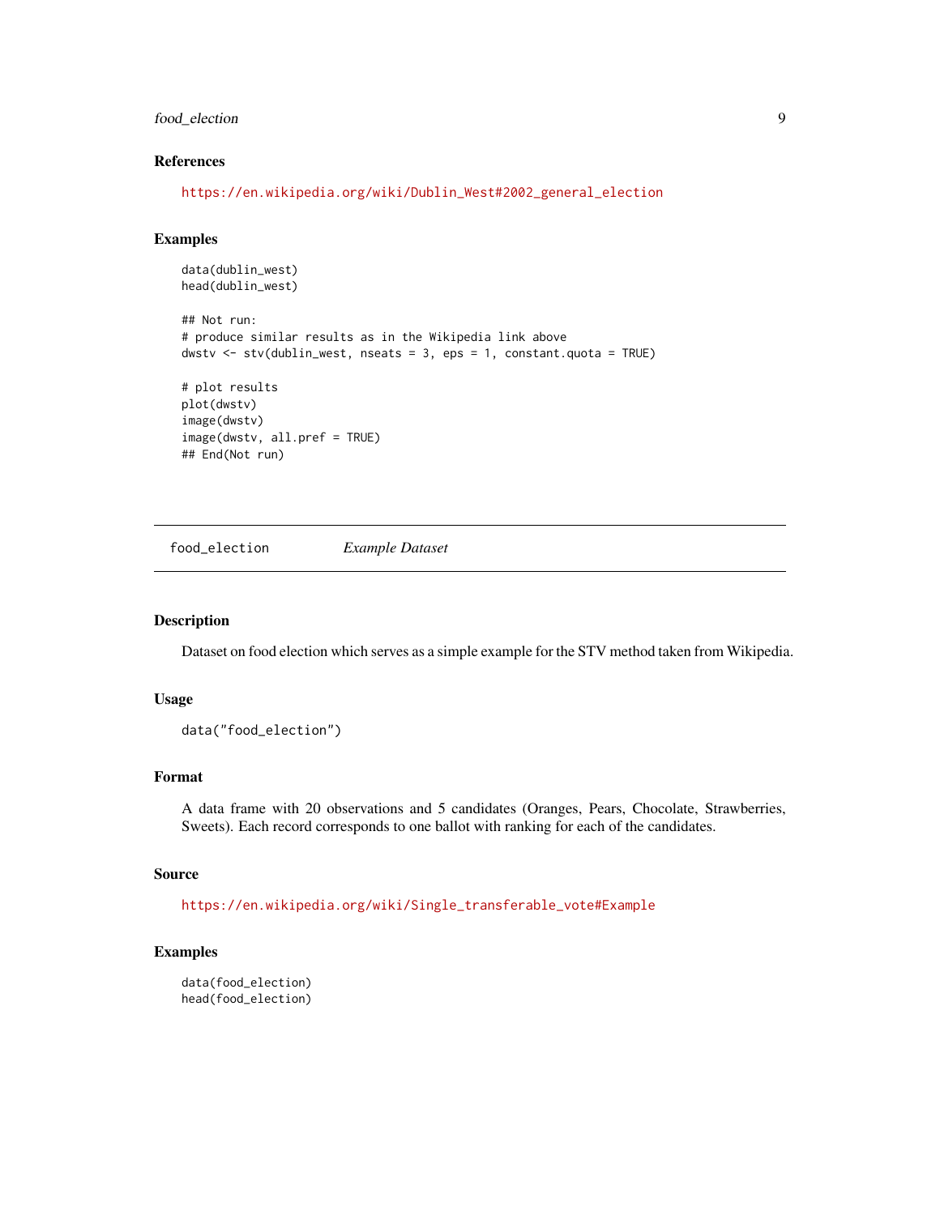### References

https://en.wikipedia.org/wiki/Dublin_West#2002_general_election

### Examples

```
data(dublin_west)
head(dublin_west)

## Not run:
# produce similar results as in the Wikipedia link above
dwstv <- stv(dublin_west, nseats = 3, eps = 1, constant.quota = TRUE)

# plot results
plot(dwstv)
image(dwstv)
image(dwstv, all.pref = TRUE)
## End(Not run)
```

---

## food_election *Example Dataset*

### Description

Dataset on food election which serves as a simple example for the STV method taken from Wikipedia.

### Usage

```
data("food_election")
```

### Format

A data frame with 20 observations and 5 candidates (Oranges, Pears, Chocolate, Strawberries, Sweets). Each record corresponds to one ballot with ranking for each of the candidates.

### Source

https://en.wikipedia.org/wiki/Single_transferable_vote#Example

### Examples

```
data(food_election)
head(food_election)
```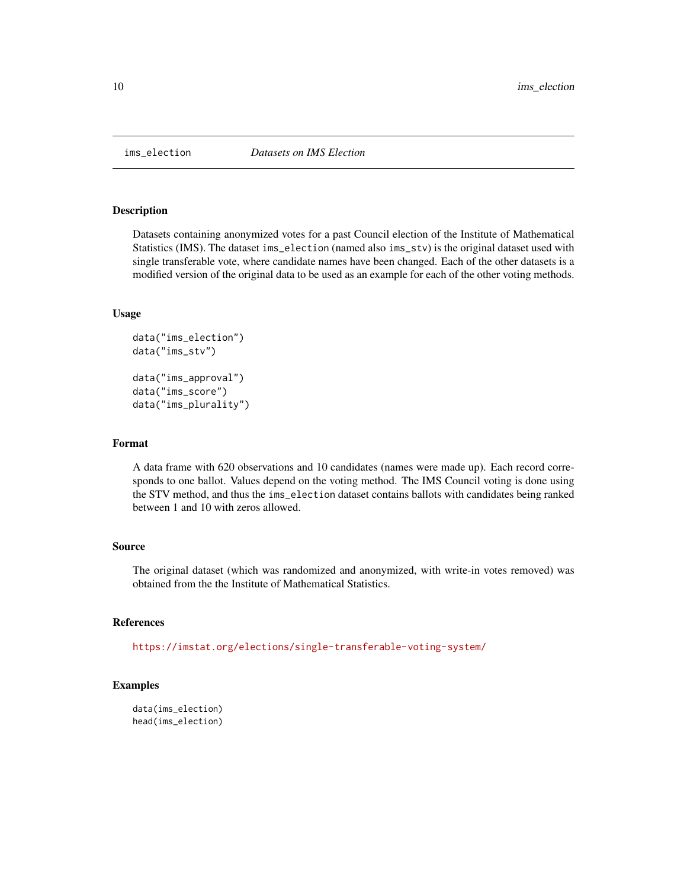# ims_election — *Datasets on IMS Election*

## Description

Datasets containing anonymized votes for a past Council election of the Institute of Mathematical Statistics (IMS). The dataset `ims_election` (named also `ims_stv`) is the original dataset used with single transferable vote, where candidate names have been changed. Each of the other datasets is a modified version of the original data to be used as an example for each of the other voting methods.

## Usage

```
data("ims_election")
data("ims_stv")

data("ims_approval")
data("ims_score")
data("ims_plurality")
```

## Format

A data frame with 620 observations and 10 candidates (names were made up). Each record corresponds to one ballot. Values depend on the voting method. The IMS Council voting is done using the STV method, and thus the `ims_election` dataset contains ballots with candidates being ranked between 1 and 10 with zeros allowed.

## Source

The original dataset (which was randomized and anonymized, with write-in votes removed) was obtained from the the Institute of Mathematical Statistics.

## References

https://imstat.org/elections/single-transferable-voting-system/

## Examples

```
data(ims_election)
head(ims_election)
```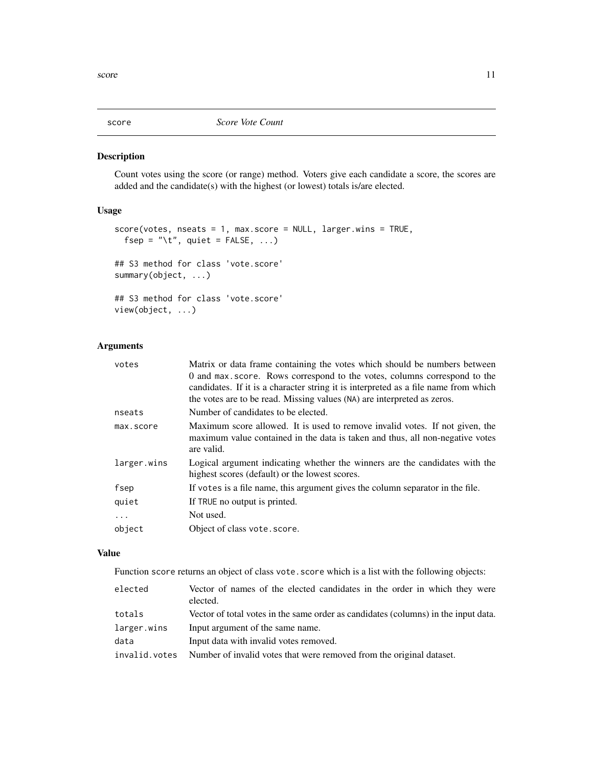# score — *Score Vote Count*

## Description

Count votes using the score (or range) method. Voters give each candidate a score, the scores are added and the candidate(s) with the highest (or lowest) totals is/are elected.

## Usage

```
score(votes, nseats = 1, max.score = NULL, larger.wins = TRUE,
  fsep = "\t", quiet = FALSE, ...)

## S3 method for class 'vote.score'
summary(object, ...)

## S3 method for class 'vote.score'
view(object, ...)
```

## Arguments

| | |
|---|---|
| `votes` | Matrix or data frame containing the votes which should be numbers between 0 and `max.score`. Rows correspond to the votes, columns correspond to the candidates. If it is a character string it is interpreted as a file name from which the votes are to be read. Missing values (`NA`) are interpreted as zeros. |
| `nseats` | Number of candidates to be elected. |
| `max.score` | Maximum score allowed. It is used to remove invalid votes. If not given, the maximum value contained in the data is taken and thus, all non-negative votes are valid. |
| `larger.wins` | Logical argument indicating whether the winners are the candidates with the highest scores (default) or the lowest scores. |
| `fsep` | If `votes` is a file name, this argument gives the column separator in the file. |
| `quiet` | If `TRUE` no output is printed. |
| `...` | Not used. |
| `object` | Object of class `vote.score`. |

## Value

Function `score` returns an object of class `vote.score` which is a list with the following objects:

| | |
|---|---|
| `elected` | Vector of names of the elected candidates in the order in which they were elected. |
| `totals` | Vector of total votes in the same order as candidates (columns) in the input data. |
| `larger.wins` | Input argument of the same name. |
| `data` | Input data with invalid votes removed. |
| `invalid.votes` | Number of invalid votes that were removed from the original dataset. |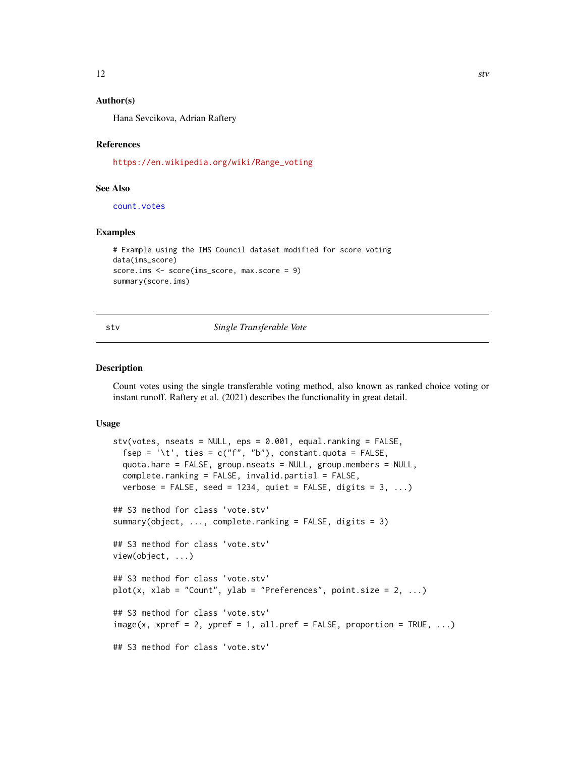### Author(s)

Hana Sevcikova, Adrian Raftery

### References

https://en.wikipedia.org/wiki/Range_voting

### See Also

count.votes

### Examples

```
# Example using the IMS Council dataset modified for score voting
data(ims_score)
score.ims <- score(ims_score, max.score = 9)
summary(score.ims)
```

---

## stv — *Single Transferable Vote*

---

### Description

Count votes using the single transferable voting method, also known as ranked choice voting or instant runoff. Raftery et al. (2021) describes the functionality in great detail.

### Usage

```
stv(votes, nseats = NULL, eps = 0.001, equal.ranking = FALSE,
  fsep = '\t', ties = c("f", "b"), constant.quota = FALSE,
  quota.hare = FALSE, group.nseats = NULL, group.members = NULL,
  complete.ranking = FALSE, invalid.partial = FALSE,
  verbose = FALSE, seed = 1234, quiet = FALSE, digits = 3, ...)

## S3 method for class 'vote.stv'
summary(object, ..., complete.ranking = FALSE, digits = 3)

## S3 method for class 'vote.stv'
view(object, ...)

## S3 method for class 'vote.stv'
plot(x, xlab = "Count", ylab = "Preferences", point.size = 2, ...)

## S3 method for class 'vote.stv'
image(x, xpref = 2, ypref = 1, all.pref = FALSE, proportion = TRUE, ...)

## S3 method for class 'vote.stv'
```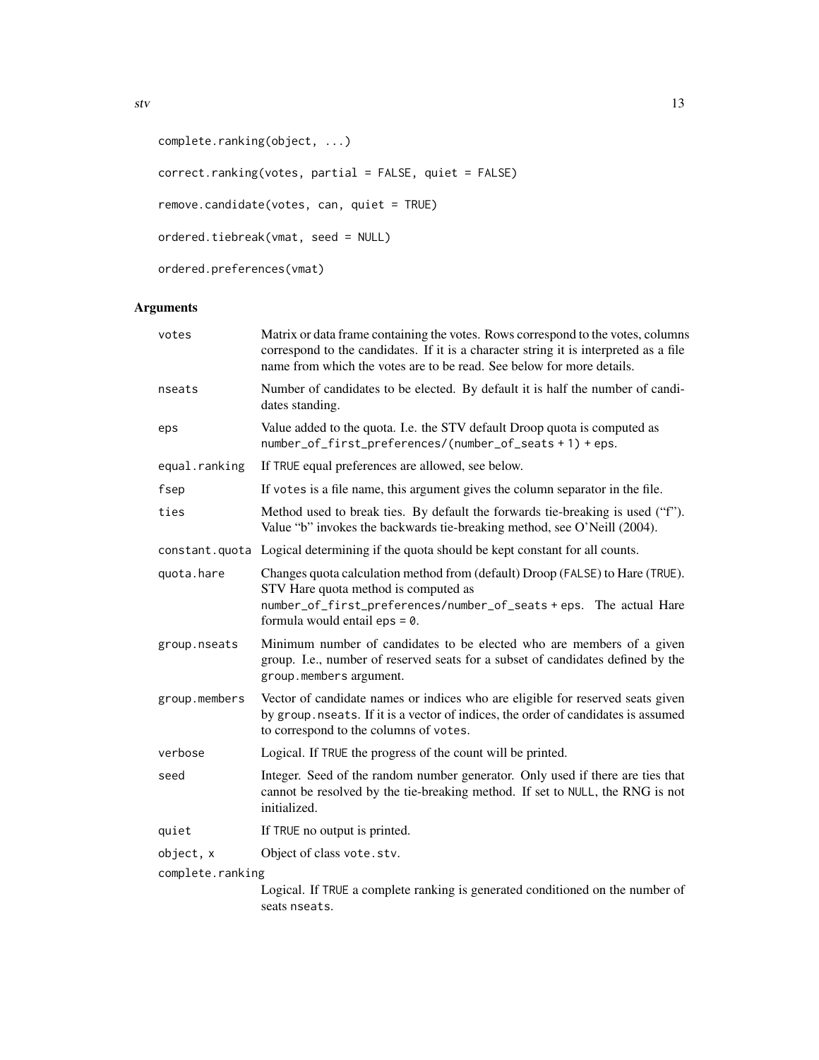```
complete.ranking(object, ...)

correct.ranking(votes, partial = FALSE, quiet = FALSE)

remove.candidate(votes, can, quiet = TRUE)

ordered.tiebreak(vmat, seed = NULL)

ordered.preferences(vmat)
```

## Arguments

| | |
|---|---|
| `votes` | Matrix or data frame containing the votes. Rows correspond to the votes, columns correspond to the candidates. If it is a character string it is interpreted as a file name from which the votes are to be read. See below for more details. |
| `nseats` | Number of candidates to be elected. By default it is half the number of candidates standing. |
| `eps` | Value added to the quota. I.e. the STV default Droop quota is computed as `number_of_first_preferences/(number_of_seats + 1) + eps`. |
| `equal.ranking` | If `TRUE` equal preferences are allowed, see below. |
| `fsep` | If `votes` is a file name, this argument gives the column separator in the file. |
| `ties` | Method used to break ties. By default the forwards tie-breaking is used ("f"). Value "b" invokes the backwards tie-breaking method, see O'Neill (2004). |
| `constant.quota` | Logical determining if the quota should be kept constant for all counts. |
| `quota.hare` | Changes quota calculation method from (default) Droop (`FALSE`) to Hare (`TRUE`). STV Hare quota method is computed as `number_of_first_preferences/number_of_seats + eps`. The actual Hare formula would entail `eps = 0`. |
| `group.nseats` | Minimum number of candidates to be elected who are members of a given group. I.e., number of reserved seats for a subset of candidates defined by the `group.members` argument. |
| `group.members` | Vector of candidate names or indices who are eligible for reserved seats given by `group.nseats`. If it is a vector of indices, the order of candidates is assumed to correspond to the columns of `votes`. |
| `verbose` | Logical. If `TRUE` the progress of the count will be printed. |
| `seed` | Integer. Seed of the random number generator. Only used if there are ties that cannot be resolved by the tie-breaking method. If set to `NULL`, the RNG is not initialized. |
| `quiet` | If `TRUE` no output is printed. |
| `object, x` | Object of class `vote.stv`. |
| `complete.ranking` | Logical. If `TRUE` a complete ranking is generated conditioned on the number of seats `nseats`. |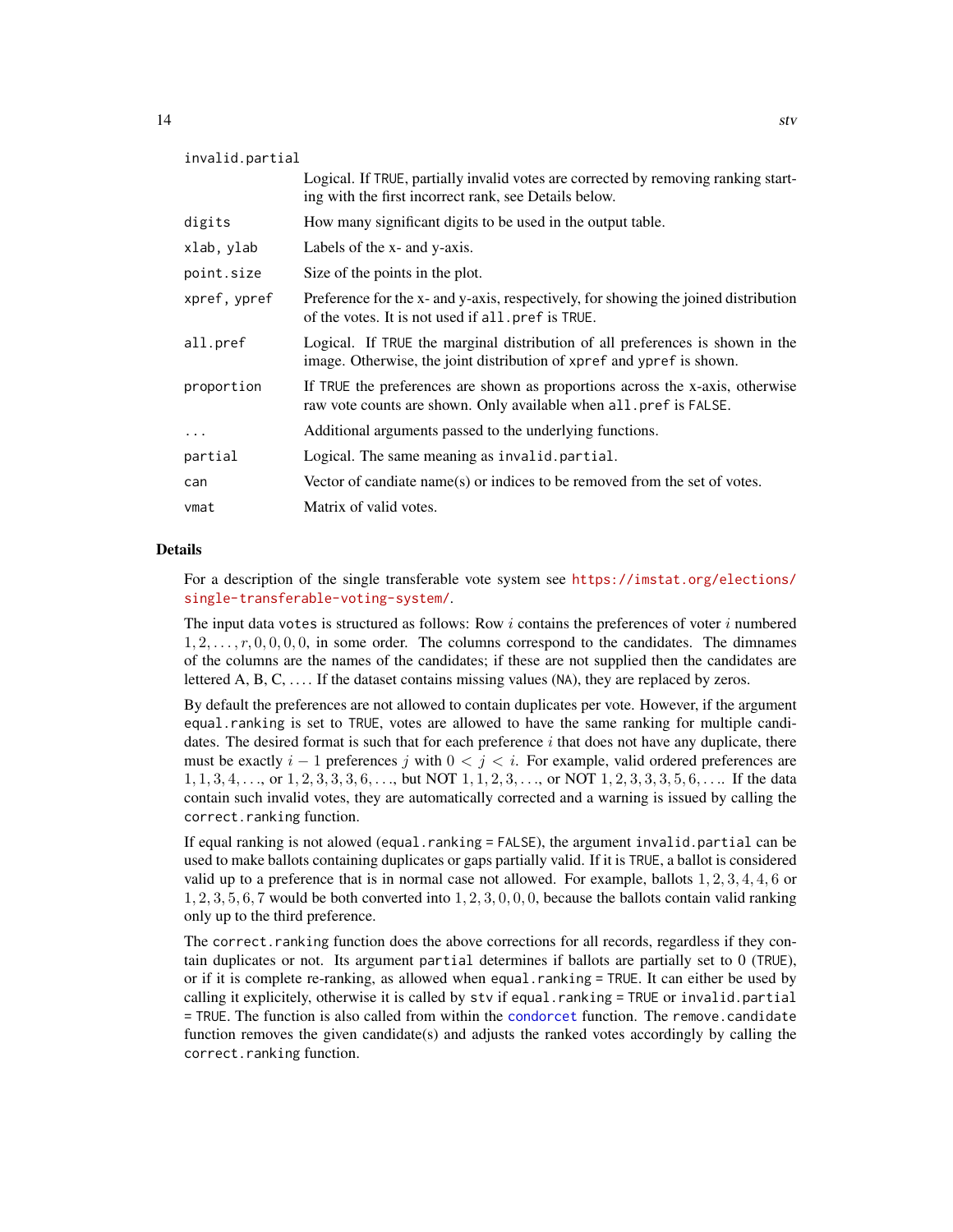| | |
|---|---|
| invalid.partial | Logical. If TRUE, partially invalid votes are corrected by removing ranking starting with the first incorrect rank, see Details below. |
| digits | How many significant digits to be used in the output table. |
| xlab, ylab | Labels of the x- and y-axis. |
| point.size | Size of the points in the plot. |
| xpref, ypref | Preference for the x- and y-axis, respectively, for showing the joined distribution of the votes. It is not used if all.pref is TRUE. |
| all.pref | Logical. If TRUE the marginal distribution of all preferences is shown in the image. Otherwise, the joint distribution of xpref and ypref is shown. |
| proportion | If TRUE the preferences are shown as proportions across the x-axis, otherwise raw vote counts are shown. Only available when all.pref is FALSE. |
| ... | Additional arguments passed to the underlying functions. |
| partial | Logical. The same meaning as invalid.partial. |
| can | Vector of candiate name(s) or indices to be removed from the set of votes. |
| vmat | Matrix of valid votes. |

## Details

For a description of the single transferable vote system see https://imstat.org/elections/single-transferable-voting-system/.

The input data votes is structured as follows: Row $i$ contains the preferences of voter $i$ numbered $1, 2, \ldots, r, 0, 0, 0, 0$, in some order. The columns correspond to the candidates. The dimnames of the columns are the names of the candidates; if these are not supplied then the candidates are lettered A, B, C, .... If the dataset contains missing values (NA), they are replaced by zeros.

By default the preferences are not allowed to contain duplicates per vote. However, if the argument equal.ranking is set to TRUE, votes are allowed to have the same ranking for multiple candidates. The desired format is such that for each preference $i$ that does not have any duplicate, there must be exactly $i - 1$ preferences $j$ with $0 < j < i$. For example, valid ordered preferences are $1, 1, 3, 4, \ldots$, or $1, 2, 3, 3, 3, 6, \ldots$, but NOT $1, 1, 2, 3, \ldots$, or NOT $1, 2, 3, 3, 3, 5, 6, \ldots$. If the data contain such invalid votes, they are automatically corrected and a warning is issued by calling the correct.ranking function.

If equal ranking is not alowed (equal.ranking = FALSE), the argument invalid.partial can be used to make ballots containing duplicates or gaps partially valid. If it is TRUE, a ballot is considered valid up to a preference that is in normal case not allowed. For example, ballots $1, 2, 3, 4, 4, 6$ or $1, 2, 3, 5, 6, 7$ would be both converted into $1, 2, 3, 0, 0, 0$, because the ballots contain valid ranking only up to the third preference.

The correct.ranking function does the above corrections for all records, regardless if they contain duplicates or not. Its argument partial determines if ballots are partially set to 0 (TRUE), or if it is complete re-ranking, as allowed when equal.ranking = TRUE. It can either be used by calling it explicitely, otherwise it is called by stv if equal.ranking = TRUE or invalid.partial = TRUE. The function is also called from within the condorcet function. The remove.candidate function removes the given candidate(s) and adjusts the ranked votes accordingly by calling the correct.ranking function.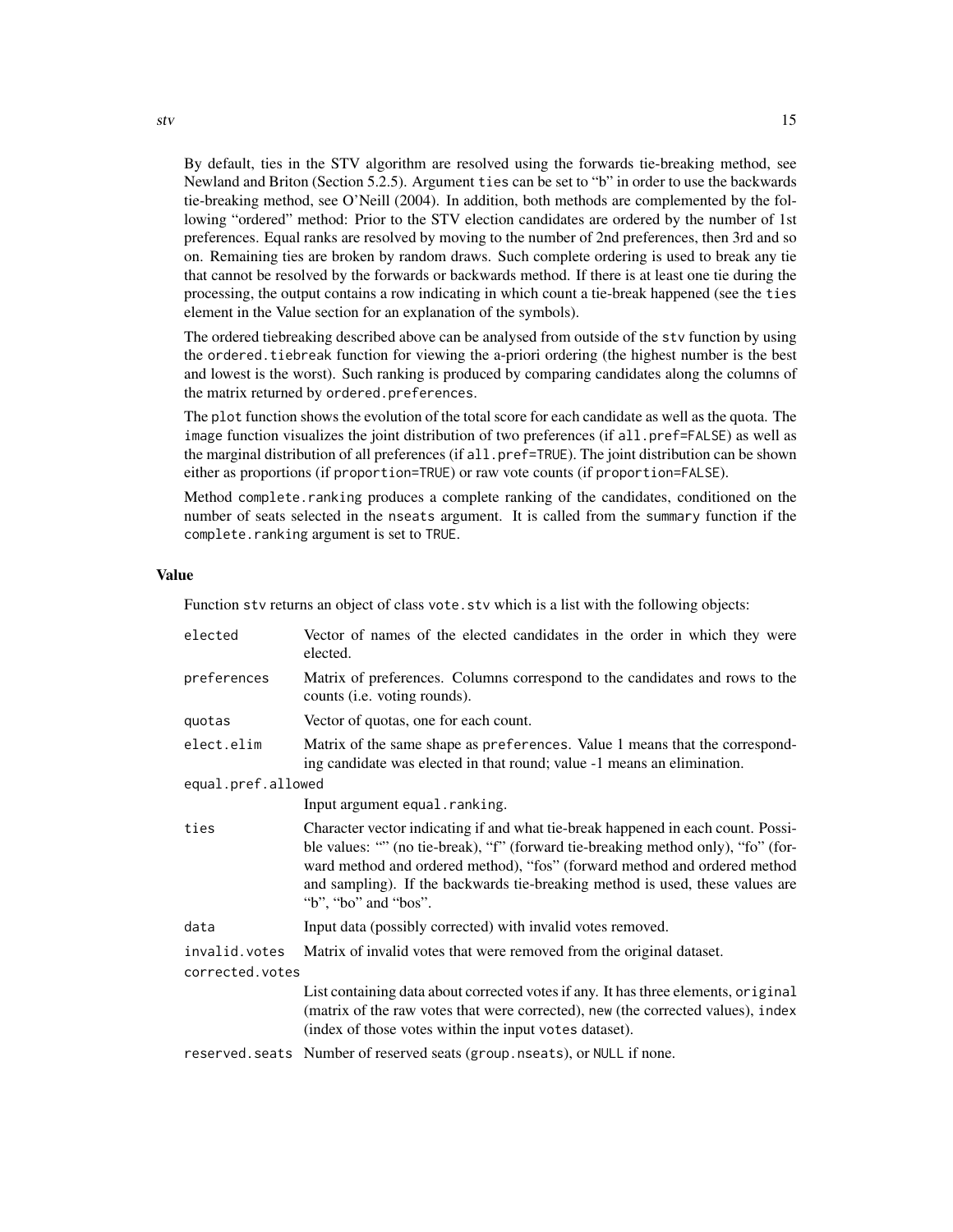By default, ties in the STV algorithm are resolved using the forwards tie-breaking method, see Newland and Briton (Section 5.2.5). Argument `ties` can be set to "b" in order to use the backwards tie-breaking method, see O'Neill (2004). In addition, both methods are complemented by the following "ordered" method: Prior to the STV election candidates are ordered by the number of 1st preferences. Equal ranks are resolved by moving to the number of 2nd preferences, then 3rd and so on. Remaining ties are broken by random draws. Such complete ordering is used to break any tie that cannot be resolved by the forwards or backwards method. If there is at least one tie during the processing, the output contains a row indicating in which count a tie-break happened (see the `ties` element in the Value section for an explanation of the symbols).

The ordered tiebreaking described above can be analysed from outside of the `stv` function by using the `ordered.tiebreak` function for viewing the a-priori ordering (the highest number is the best and lowest is the worst). Such ranking is produced by comparing candidates along the columns of the matrix returned by `ordered.preferences`.

The `plot` function shows the evolution of the total score for each candidate as well as the quota. The `image` function visualizes the joint distribution of two preferences (if `all.pref=FALSE`) as well as the marginal distribution of all preferences (if `all.pref=TRUE`). The joint distribution can be shown either as proportions (if `proportion=TRUE`) or raw vote counts (if `proportion=FALSE`).

Method `complete.ranking` produces a complete ranking of the candidates, conditioned on the number of seats selected in the `nseats` argument. It is called from the `summary` function if the `complete.ranking` argument is set to `TRUE`.

## Value

Function `stv` returns an object of class `vote.stv` which is a list with the following objects:

- `elected` — Vector of names of the elected candidates in the order in which they were elected.
- `preferences` — Matrix of preferences. Columns correspond to the candidates and rows to the counts (i.e. voting rounds).
- `quotas` — Vector of quotas, one for each count.
- `elect.elim` — Matrix of the same shape as `preferences`. Value 1 means that the corresponding candidate was elected in that round; value -1 means an elimination.
- `equal.pref.allowed` — Input argument `equal.ranking`.
- `ties` — Character vector indicating if and what tie-break happened in each count. Possible values: "" (no tie-break), "f" (forward tie-breaking method only), "fo" (forward method and ordered method), "fos" (forward method and ordered method and sampling). If the backwards tie-breaking method is used, these values are "b", "bo" and "bos".
- `data` — Input data (possibly corrected) with invalid votes removed.
- `invalid.votes` — Matrix of invalid votes that were removed from the original dataset.
- `corrected.votes` — List containing data about corrected votes if any. It has three elements, `original` (matrix of the raw votes that were corrected), `new` (the corrected values), `index` (index of those votes within the input `votes` dataset).
- `reserved.seats` — Number of reserved seats (`group.nseats`), or `NULL` if none.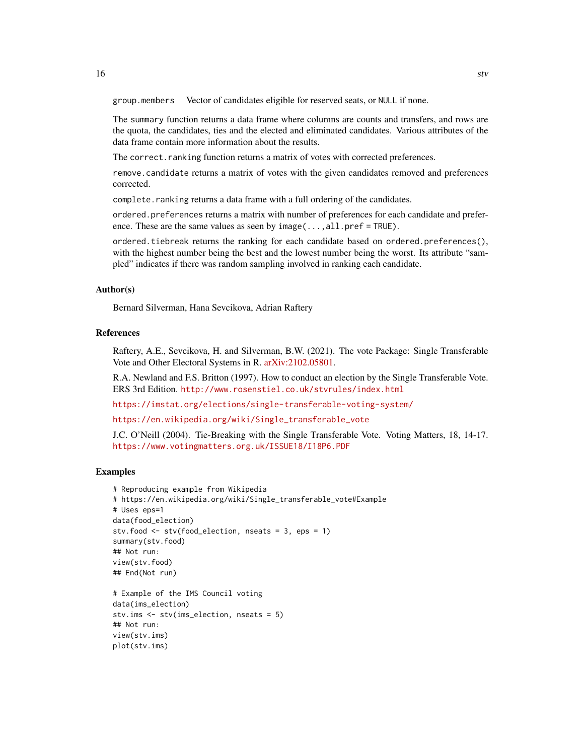group.members    Vector of candidates eligible for reserved seats, or NULL if none.

The summary function returns a data frame where columns are counts and transfers, and rows are the quota, the candidates, ties and the elected and eliminated candidates. Various attributes of the data frame contain more information about the results.

The correct.ranking function returns a matrix of votes with corrected preferences.

remove.candidate returns a matrix of votes with the given candidates removed and preferences corrected.

complete.ranking returns a data frame with a full ordering of the candidates.

ordered.preferences returns a matrix with number of preferences for each candidate and preference. These are the same values as seen by image(...,all.pref = TRUE).

ordered.tiebreak returns the ranking for each candidate based on ordered.preferences(), with the highest number being the best and the lowest number being the worst. Its attribute "sampled" indicates if there was random sampling involved in ranking each candidate.

### Author(s)

Bernard Silverman, Hana Sevcikova, Adrian Raftery

### References

Raftery, A.E., Sevcikova, H. and Silverman, B.W. (2021). The vote Package: Single Transferable Vote and Other Electoral Systems in R. arXiv:2102.05801.

R.A. Newland and F.S. Britton (1997). How to conduct an election by the Single Transferable Vote. ERS 3rd Edition. http://www.rosenstiel.co.uk/stvrules/index.html

https://imstat.org/elections/single-transferable-voting-system/

https://en.wikipedia.org/wiki/Single_transferable_vote

J.C. O'Neill (2004). Tie-Breaking with the Single Transferable Vote. Voting Matters, 18, 14-17. https://www.votingmatters.org.uk/ISSUE18/I18P6.PDF

### Examples

```
# Reproducing example from Wikipedia
# https://en.wikipedia.org/wiki/Single_transferable_vote#Example
# Uses eps=1
data(food_election)
stv.food <- stv(food_election, nseats = 3, eps = 1)
summary(stv.food)
## Not run:
view(stv.food)
## End(Not run)

# Example of the IMS Council voting
data(ims_election)
stv.ims <- stv(ims_election, nseats = 5)
## Not run:
view(stv.ims)
plot(stv.ims)
```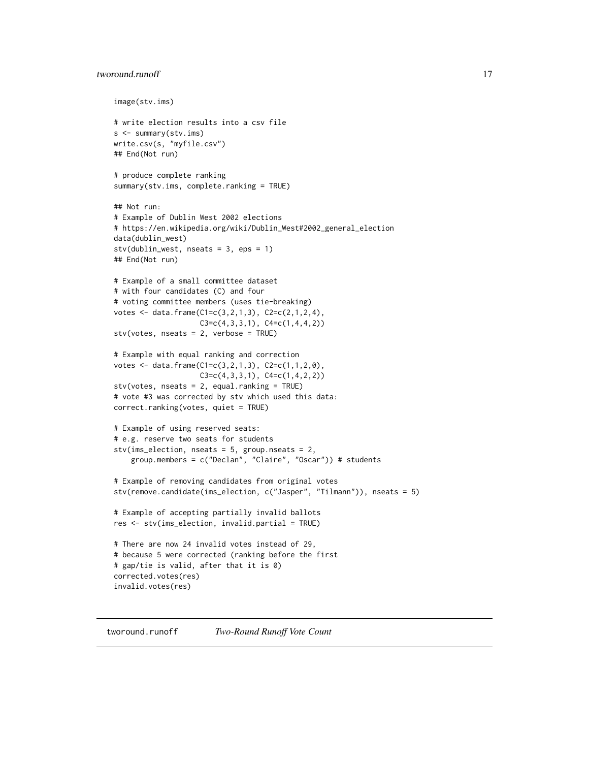```
image(stv.ims)

# write election results into a csv file
s <- summary(stv.ims)
write.csv(s, "myfile.csv")
## End(Not run)

# produce complete ranking
summary(stv.ims, complete.ranking = TRUE)

## Not run:
# Example of Dublin West 2002 elections
# https://en.wikipedia.org/wiki/Dublin_West#2002_general_election
data(dublin_west)
stv(dublin_west, nseats = 3, eps = 1)
## End(Not run)

# Example of a small committee dataset
# with four candidates (C) and four
# voting committee members (uses tie-breaking)
votes <- data.frame(C1=c(3,2,1,3), C2=c(2,1,2,4),
                    C3=c(4,3,3,1), C4=c(1,4,4,2))
stv(votes, nseats = 2, verbose = TRUE)

# Example with equal ranking and correction
votes <- data.frame(C1=c(3,2,1,3), C2=c(1,1,2,0),
                    C3=c(4,3,3,1), C4=c(1,4,2,2))
stv(votes, nseats = 2, equal.ranking = TRUE)
# vote #3 was corrected by stv which used this data:
correct.ranking(votes, quiet = TRUE)

# Example of using reserved seats:
# e.g. reserve two seats for students
stv(ims_election, nseats = 5, group.nseats = 2,
    group.members = c("Declan", "Claire", "Oscar")) # students

# Example of removing candidates from original votes
stv(remove.candidate(ims_election, c("Jasper", "Tilmann")), nseats = 5)

# Example of accepting partially invalid ballots
res <- stv(ims_election, invalid.partial = TRUE)

# There are now 24 invalid votes instead of 29,
# because 5 were corrected (ranking before the first
# gap/tie is valid, after that it is 0)
corrected.votes(res)
invalid.votes(res)
```

---

## tworound.runoff — *Two-Round Runoff Vote Count*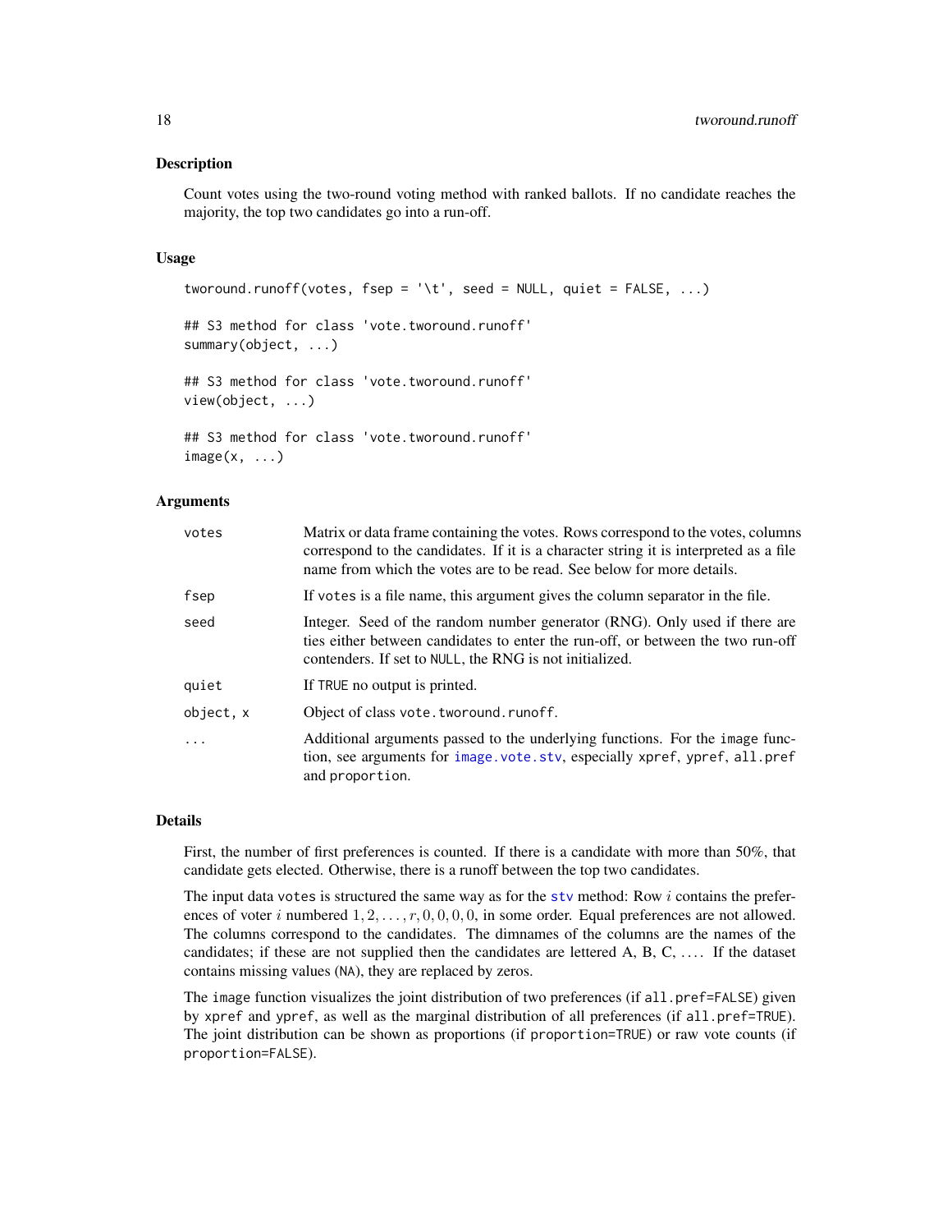## Description

Count votes using the two-round voting method with ranked ballots. If no candidate reaches the majority, the top two candidates go into a run-off.

## Usage

```
tworound.runoff(votes, fsep = '\t', seed = NULL, quiet = FALSE, ...)

## S3 method for class 'vote.tworound.runoff'
summary(object, ...)

## S3 method for class 'vote.tworound.runoff'
view(object, ...)

## S3 method for class 'vote.tworound.runoff'
image(x, ...)
```

## Arguments

| | |
|---|---|
| `votes` | Matrix or data frame containing the votes. Rows correspond to the votes, columns correspond to the candidates. If it is a character string it is interpreted as a file name from which the votes are to be read. See below for more details. |
| `fsep` | If `votes` is a file name, this argument gives the column separator in the file. |
| `seed` | Integer. Seed of the random number generator (RNG). Only used if there are ties either between candidates to enter the run-off, or between the two run-off contenders. If set to `NULL`, the RNG is not initialized. |
| `quiet` | If `TRUE` no output is printed. |
| `object, x` | Object of class `vote.tworound.runoff`. |
| `...` | Additional arguments passed to the underlying functions. For the `image` function, see arguments for `image.vote.stv`, especially `xpref`, `ypref`, `all.pref` and `proportion`. |

## Details

First, the number of first preferences is counted. If there is a candidate with more than 50%, that candidate gets elected. Otherwise, there is a runoff between the top two candidates.

The input data `votes` is structured the same way as for the `stv` method: Row $i$ contains the preferences of voter $i$ numbered $1, 2, \ldots, r, 0, 0, 0, 0$, in some order. Equal preferences are not allowed. The columns correspond to the candidates. The dimnames of the columns are the names of the candidates; if these are not supplied then the candidates are lettered A, B, C, .... If the dataset contains missing values (`NA`), they are replaced by zeros.

The `image` function visualizes the joint distribution of two preferences (if `all.pref=FALSE`) given by `xpref` and `ypref`, as well as the marginal distribution of all preferences (if `all.pref=TRUE`). The joint distribution can be shown as proportions (if `proportion=TRUE`) or raw vote counts (if `proportion=FALSE`).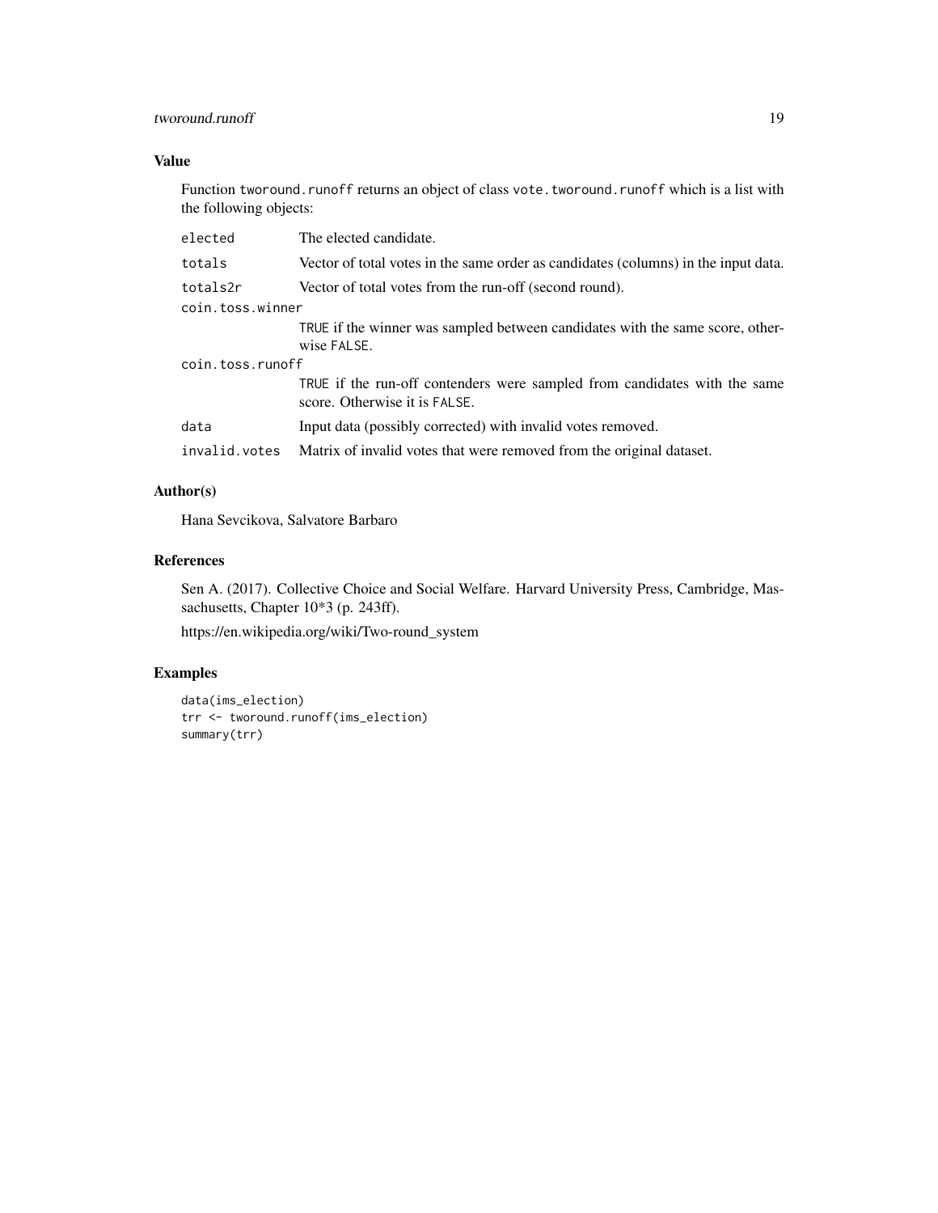### Value

Function `tworound.runoff` returns an object of class `vote.tworound.runoff` which is a list with the following objects:

- `elected` The elected candidate.
- `totals` Vector of total votes in the same order as candidates (columns) in the input data.
- `totals2r` Vector of total votes from the run-off (second round).
- `coin.toss.winner` `TRUE` if the winner was sampled between candidates with the same score, otherwise `FALSE`.
- `coin.toss.runoff` `TRUE` if the run-off contenders were sampled from candidates with the same score. Otherwise it is `FALSE`.
- `data` Input data (possibly corrected) with invalid votes removed.
- `invalid.votes` Matrix of invalid votes that were removed from the original dataset.

### Author(s)

Hana Sevcikova, Salvatore Barbaro

### References

Sen A. (2017). Collective Choice and Social Welfare. Harvard University Press, Cambridge, Massachusetts, Chapter 10*3 (p. 243ff).

https://en.wikipedia.org/wiki/Two-round_system

### Examples

```
data(ims_election)
trr <- tworound.runoff(ims_election)
summary(trr)
```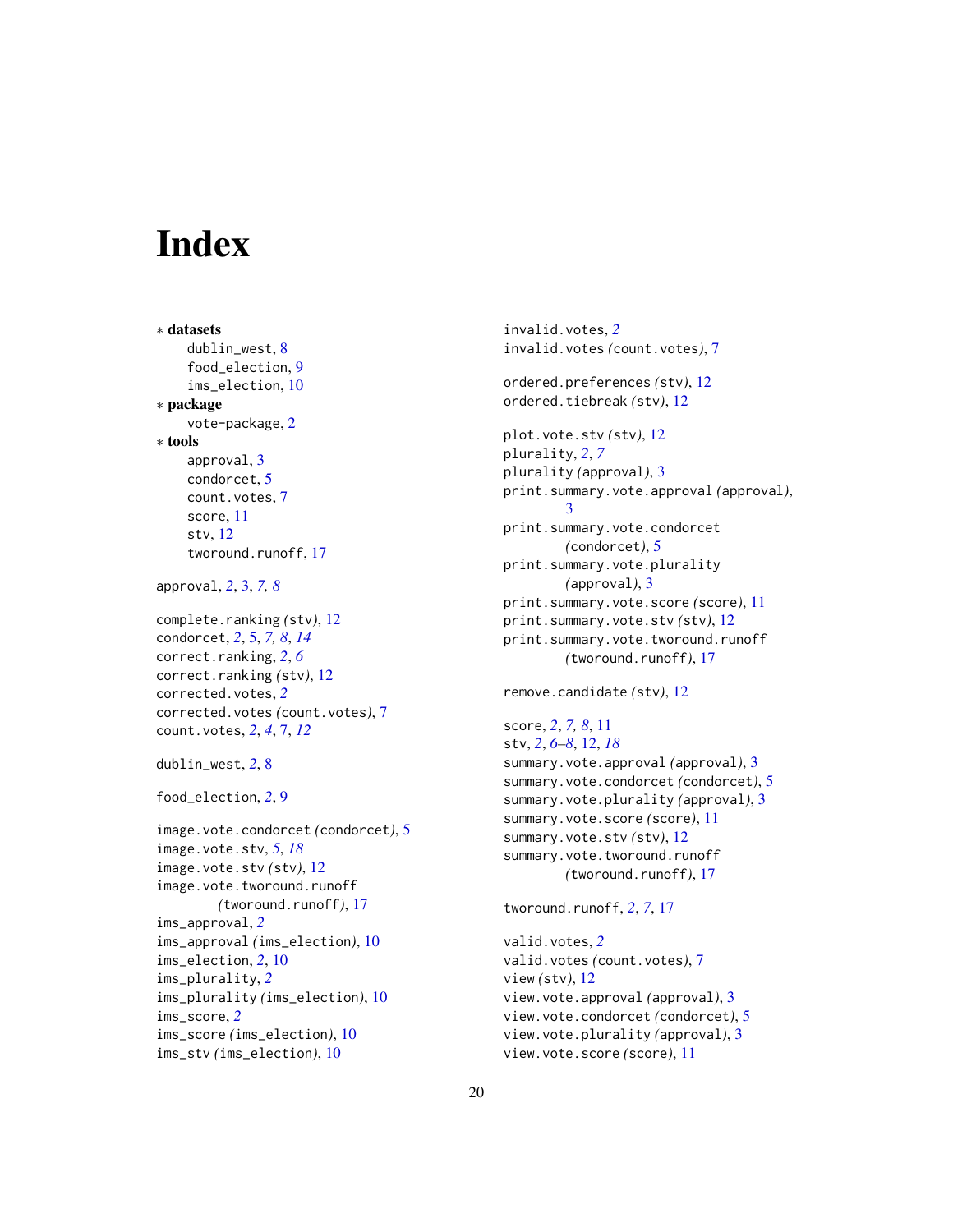# Index

∗ **datasets**
- dublin_west, 8
- food_election, 9
- ims_election, 10

∗ **package**
- vote-package, 2

∗ **tools**
- approval, 3
- condorcet, 5
- count.votes, 7
- score, 11
- stv, 12
- tworound.runoff, 17

approval, *2*, 3, *7, 8*

complete.ranking *(stv)*, 12
condorcet, *2*, 5, *7, 8*, *14*
correct.ranking, *2*, *6*
correct.ranking *(stv)*, 12
corrected.votes, *2*
corrected.votes *(count.votes)*, 7
count.votes, *2*, *4*, 7, *12*

dublin_west, *2*, 8

food_election, *2*, 9

image.vote.condorcet *(condorcet)*, 5
image.vote.stv, *5*, *18*
image.vote.stv *(stv)*, 12
image.vote.tworound.runoff *(tworound.runoff)*, 17
ims_approval, *2*
ims_approval *(ims_election)*, 10
ims_election, *2*, 10
ims_plurality, *2*
ims_plurality *(ims_election)*, 10
ims_score, *2*
ims_score *(ims_election)*, 10
ims_stv *(ims_election)*, 10

invalid.votes, *2*
invalid.votes *(count.votes)*, 7

ordered.preferences *(stv)*, 12
ordered.tiebreak *(stv)*, 12

plot.vote.stv *(stv)*, 12
plurality, *2*, *7*
plurality *(approval)*, 3
print.summary.vote.approval *(approval)*, 3
print.summary.vote.condorcet *(condorcet)*, 5
print.summary.vote.plurality *(approval)*, 3
print.summary.vote.score *(score)*, 11
print.summary.vote.stv *(stv)*, 12
print.summary.vote.tworound.runoff *(tworound.runoff)*, 17

remove.candidate *(stv)*, 12

score, *2*, *7, 8*, 11
stv, *2*, *6–8*, 12, *18*
summary.vote.approval *(approval)*, 3
summary.vote.condorcet *(condorcet)*, 5
summary.vote.plurality *(approval)*, 3
summary.vote.score *(score)*, 11
summary.vote.stv *(stv)*, 12
summary.vote.tworound.runoff *(tworound.runoff)*, 17

tworound.runoff, *2*, *7*, 17

valid.votes, *2*
valid.votes *(count.votes)*, 7
view *(stv)*, 12
view.vote.approval *(approval)*, 3
view.vote.condorcet *(condorcet)*, 5
view.vote.plurality *(approval)*, 3
view.vote.score *(score)*, 11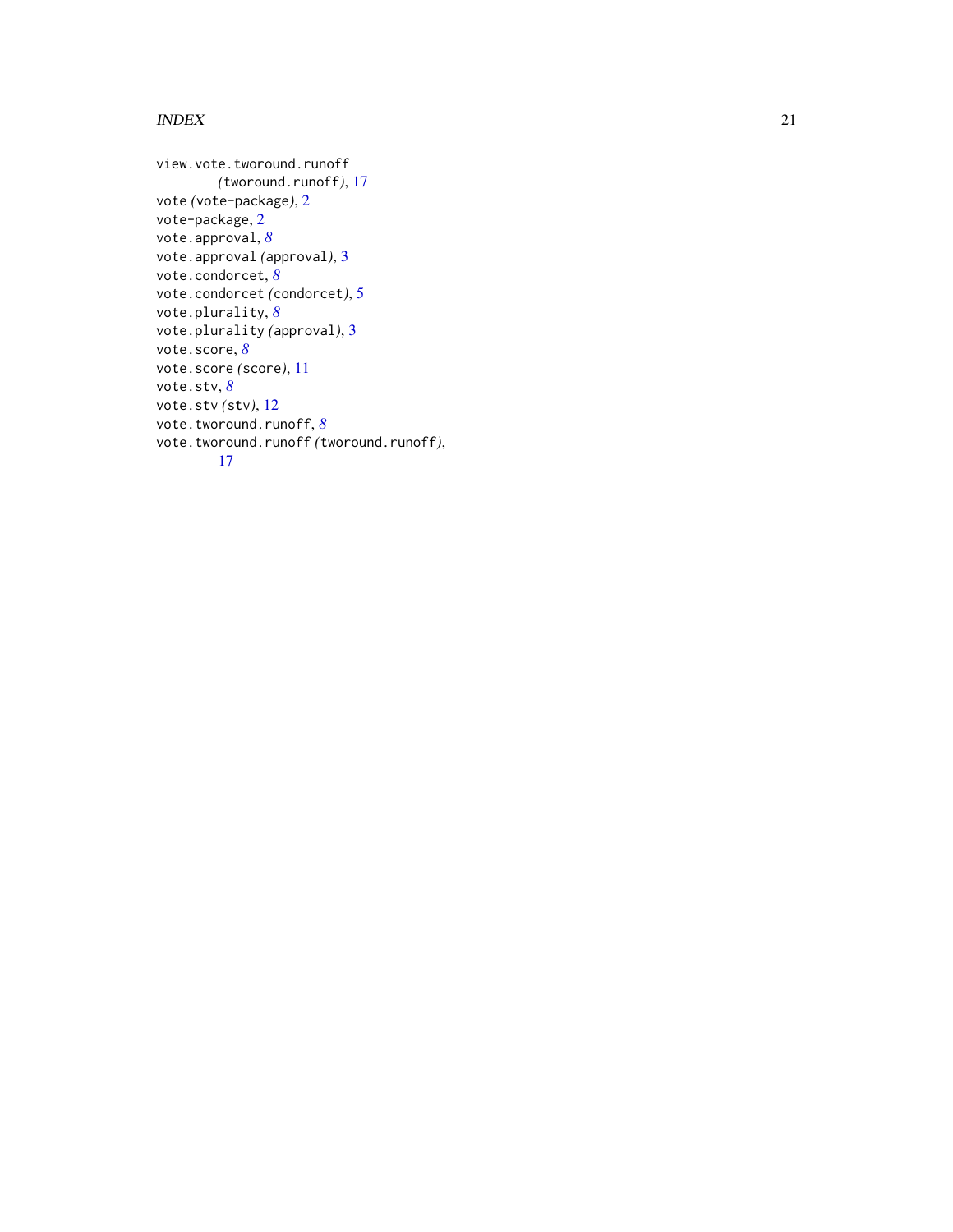view.vote.tworound.runoff
(tworound.runoff), 17
vote (vote-package), 2
vote-package, 2
vote.approval, *8*
vote.approval (approval), 3
vote.condorcet, *8*
vote.condorcet (condorcet), 5
vote.plurality, *8*
vote.plurality (approval), 3
vote.score, *8*
vote.score (score), 11
vote.stv, *8*
vote.stv (stv), 12
vote.tworound.runoff, *8*
vote.tworound.runoff (tworound.runoff),
17